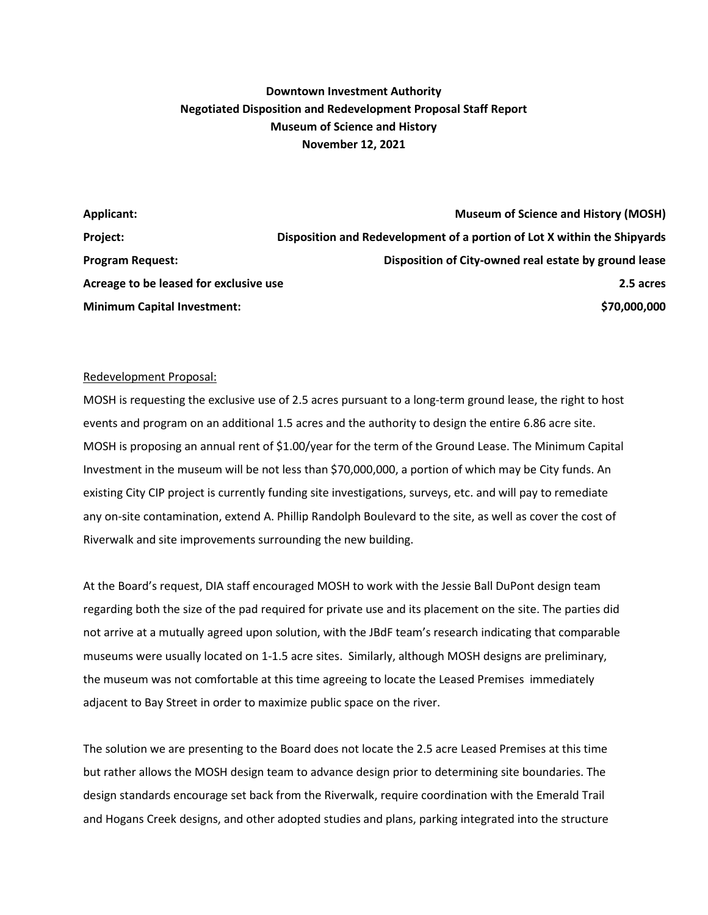**Downtown Investment Authority**
**Negotiated Disposition and Redevelopment Proposal Staff Report**
**Museum of Science and History**
**November 12, 2021**

| | |
|---|---|
| **Applicant:** | **Museum of Science and History (MOSH)** |
| **Project:** | **Disposition and Redevelopment of a portion of Lot X within the Shipyards** |
| **Program Request:** | **Disposition of City-owned real estate by ground lease** |
| **Acreage to be leased for exclusive use** | **2.5 acres** |
| **Minimum Capital Investment:** | **$70,000,000** |

Redevelopment Proposal:

MOSH is requesting the exclusive use of 2.5 acres pursuant to a long-term ground lease, the right to host events and program on an additional 1.5 acres and the authority to design the entire 6.86 acre site. MOSH is proposing an annual rent of $1.00/year for the term of the Ground Lease. The Minimum Capital Investment in the museum will be not less than $70,000,000, a portion of which may be City funds. An existing City CIP project is currently funding site investigations, surveys, etc. and will pay to remediate any on-site contamination, extend A. Phillip Randolph Boulevard to the site, as well as cover the cost of Riverwalk and site improvements surrounding the new building.

At the Board's request, DIA staff encouraged MOSH to work with the Jessie Ball DuPont design team regarding both the size of the pad required for private use and its placement on the site. The parties did not arrive at a mutually agreed upon solution, with the JBdF team's research indicating that comparable museums were usually located on 1-1.5 acre sites. Similarly, although MOSH designs are preliminary, the museum was not comfortable at this time agreeing to locate the Leased Premises immediately adjacent to Bay Street in order to maximize public space on the river.

The solution we are presenting to the Board does not locate the 2.5 acre Leased Premises at this time but rather allows the MOSH design team to advance design prior to determining site boundaries. The design standards encourage set back from the Riverwalk, require coordination with the Emerald Trail and Hogans Creek designs, and other adopted studies and plans, parking integrated into the structure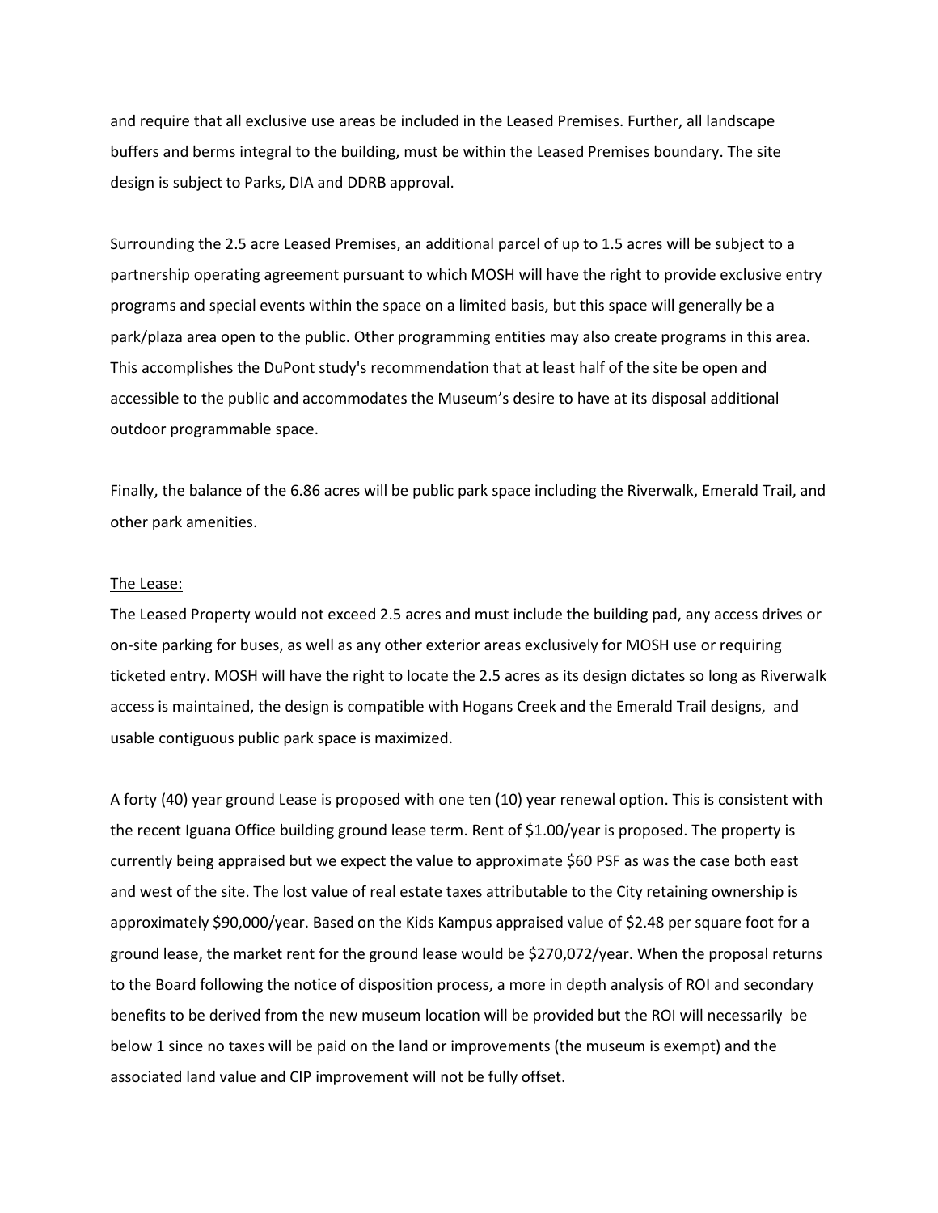and require that all exclusive use areas be included in the Leased Premises. Further, all landscape buffers and berms integral to the building, must be within the Leased Premises boundary. The site design is subject to Parks, DIA and DDRB approval.

Surrounding the 2.5 acre Leased Premises, an additional parcel of up to 1.5 acres will be subject to a partnership operating agreement pursuant to which MOSH will have the right to provide exclusive entry programs and special events within the space on a limited basis, but this space will generally be a park/plaza area open to the public. Other programming entities may also create programs in this area. This accomplishes the DuPont study's recommendation that at least half of the site be open and accessible to the public and accommodates the Museum's desire to have at its disposal additional outdoor programmable space.

Finally, the balance of the 6.86 acres will be public park space including the Riverwalk, Emerald Trail, and other park amenities.

<u>The Lease:</u>

The Leased Property would not exceed 2.5 acres and must include the building pad, any access drives or on-site parking for buses, as well as any other exterior areas exclusively for MOSH use or requiring ticketed entry. MOSH will have the right to locate the 2.5 acres as its design dictates so long as Riverwalk access is maintained, the design is compatible with Hogans Creek and the Emerald Trail designs, and usable contiguous public park space is maximized.

A forty (40) year ground Lease is proposed with one ten (10) year renewal option. This is consistent with the recent Iguana Office building ground lease term. Rent of $1.00/year is proposed. The property is currently being appraised but we expect the value to approximate $60 PSF as was the case both east and west of the site. The lost value of real estate taxes attributable to the City retaining ownership is approximately $90,000/year. Based on the Kids Kampus appraised value of $2.48 per square foot for a ground lease, the market rent for the ground lease would be $270,072/year. When the proposal returns to the Board following the notice of disposition process, a more in depth analysis of ROI and secondary benefits to be derived from the new museum location will be provided but the ROI will necessarily be below 1 since no taxes will be paid on the land or improvements (the museum is exempt) and the associated land value and CIP improvement will not be fully offset.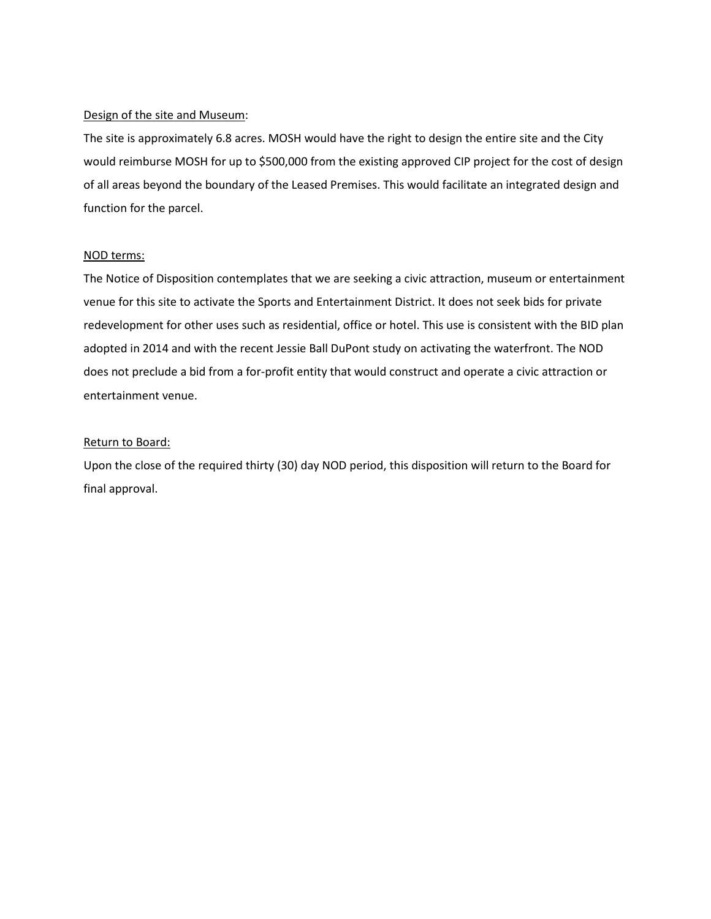<u>Design of the site and Museum</u>:

The site is approximately 6.8 acres. MOSH would have the right to design the entire site and the City would reimburse MOSH for up to $500,000 from the existing approved CIP project for the cost of design of all areas beyond the boundary of the Leased Premises. This would facilitate an integrated design and function for the parcel.

<u>NOD terms:</u>

The Notice of Disposition contemplates that we are seeking a civic attraction, museum or entertainment venue for this site to activate the Sports and Entertainment District. It does not seek bids for private redevelopment for other uses such as residential, office or hotel. This use is consistent with the BID plan adopted in 2014 and with the recent Jessie Ball DuPont study on activating the waterfront. The NOD does not preclude a bid from a for-profit entity that would construct and operate a civic attraction or entertainment venue.

<u>Return to Board:</u>

Upon the close of the required thirty (30) day NOD period, this disposition will return to the Board for final approval.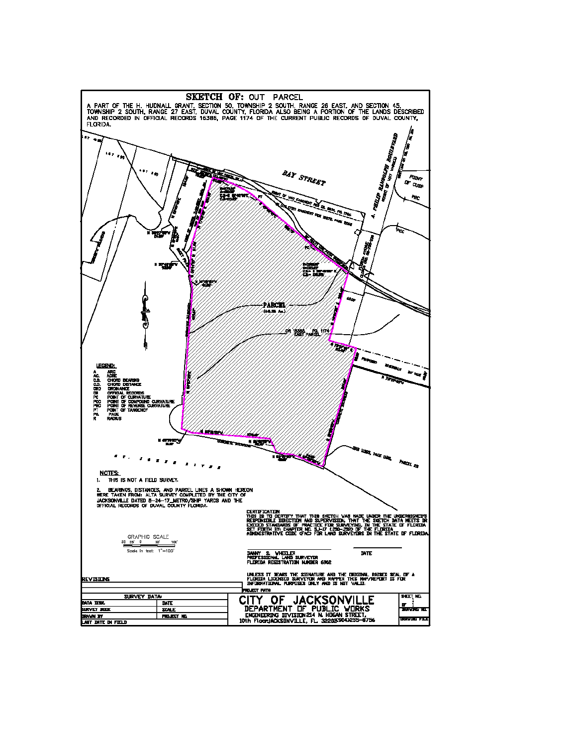# SKETCH OF: OUT PARCEL

A PART OF THE H. HUDNALL GRANT, SECTION 50, TOWNSHIP 2 SOUTH, RANGE 26 EAST, AND SECTION 45, TOWNSHIP 2 SOUTH, RANGE 27 EAST, DUVAL COUNTY, FLORIDA ALSO BEING A PORTION OF THE LANDS DESCRIBED AND RECORDED IN OFFICIAL RECORDS 15385, PAGE 1174 OF THE CURRENT PUBLIC RECORDS OF DUVAL COUNTY, FLORIDA.

BAY STREET

A. PHILIP RANDOLPH BOULEVARD

POINT OF CUSP

PRC

PCC

PC

PARCEL

OR 15385, PG. 1174 EAST PARCEL

PROPOSED RIVERWALK

ST. JOHNS RIVER

CONCRETE SEAWALL

**LEGEND:**

- A ARC
- AC. ACRE
- C.B. CHORD BEARING
- C.D. CHORD DISTANCE
- ORD ORDINANCE
- OR OFFICIAL RECORDS
- PC POINT OF CURVATURE
- PCC POINT OF COMPOUND CURVATURE
- PRC POINT OF REVERSE CURVATURE
- PT POINT OF TANGENCY
- PG. PAGE
- R RADIUS

**NOTES:**

1. THIS IS NOT A FIELD SURVEY.
2. BEARINGS, DISTANCES, AND PARCEL LINES A SHOWN HEREON WERE TAKEN FROM: ALTA SURVEY COMPLETED BY THE CITY OF JACKSONVILLE DATED 8-24-17_METRO/SHIP YARDS AND THE OFFICIAL RECORDS OF DUVAL COUNTY FLORIDA.

GRAPHIC SCALE

50 25 0 50 100

Scale in feet: 1"=100'

CERTIFICATION

THIS IS TO CERTIFY THAT THIS SKETCH WAS MADE UNDER THE UNDERSIGNED'S RESPONSIBLE DIRECTION AND SUPERVISION, THAT THE SKETCH DATA MEETS OR EXCEED STANDARDS OF PRACTICE FOR SURVEYING, IN THE STATE OF FLORIDA SET FORTH BY CHAPTER NO. 5J-17 (.050-.052) OF THE FLORIDA ADMINISTRATIVE CODE (FAC) FOR LAND SURVEYORS IN THE STATE OF FLORIDA.

DANNY S. WHEELER  
PROFESSIONAL LAND SURVEYOR  
FLORIDA REGISTRATION NUMBER 6962

DATE

UNLESS IT BEARS THE SIGNATURE AND THE ORIGINAL RAISED SEAL OF A FLORIDA LICENSED SURVEYOR AND MAPPER THIS MAP/REPORT IS FOR INFORMATIONAL PURPOSES ONLY AND IS NOT VALID.

REVISIONS

PROJECT PATH

| SURVEY DATA | |
|---|---|
| DATA DISK | DATE |
| SURVEY BOOK | SCALE |
| DRAWN BY | PROJECT NO. |
| LAST DATE IN FIELD | |

**CITY OF JACKSONVILLE**  
**DEPARTMENT OF PUBLIC WORKS**  
ENGINEERING DIVISION 214 N. HOGAN STREET, 10th Floor JACKSONVILLE, FL. 32202 (904)255-8756

SHEET NO. 1 OF 1

DRAWING NO.

DRAWING FILE